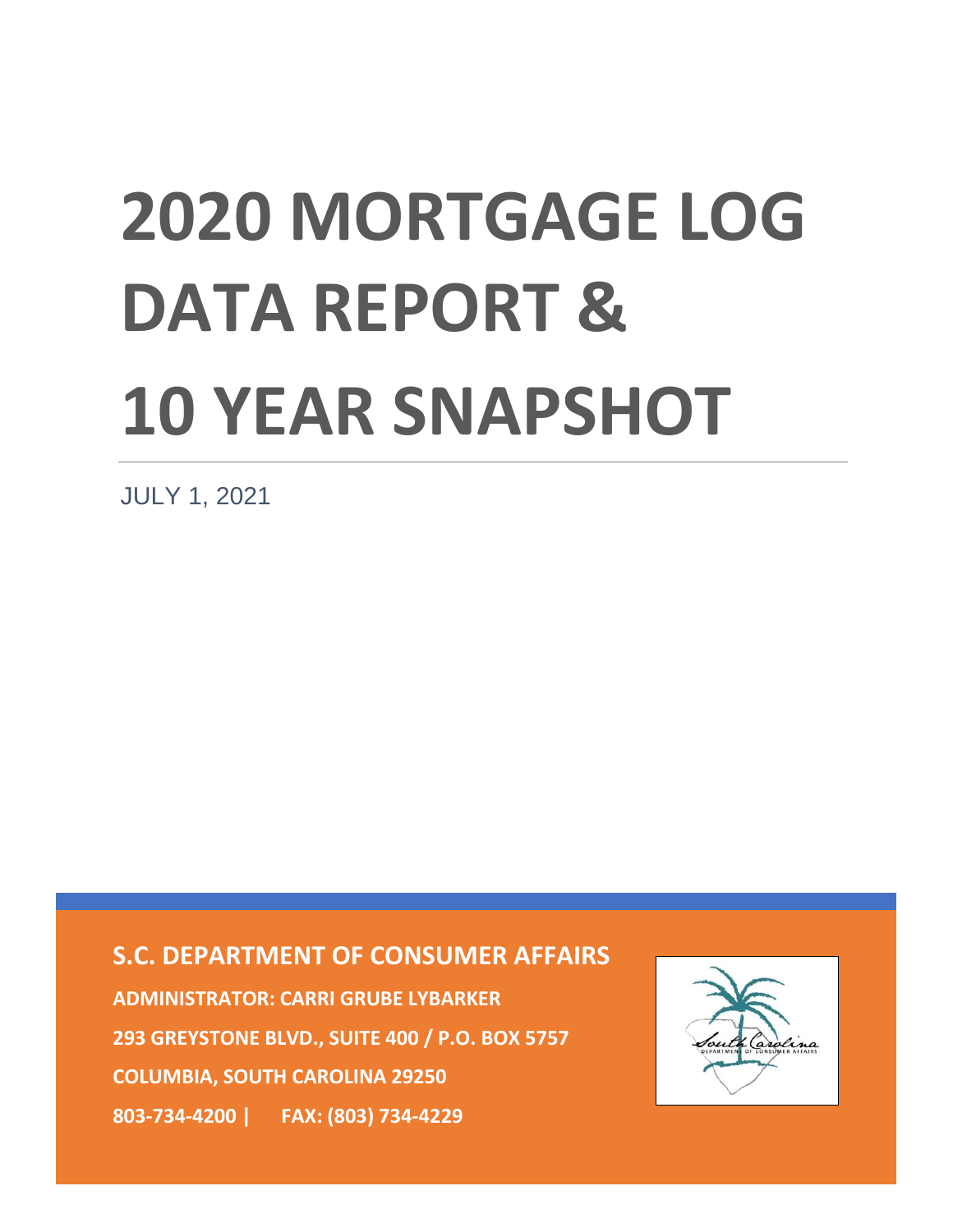# 2020 MORTGAGE LOG DATA REPORT & 10 YEAR SNAPSHOT

JULY 1, 2021

**S.C. DEPARTMENT OF CONSUMER AFFAIRS**

**ADMINISTRATOR: CARRI GRUBE LYBARKER**

**293 GREYSTONE BLVD., SUITE 400 / P.O. BOX 5757**

**COLUMBIA, SOUTH CAROLINA 29250**

**803-734-4200 | FAX: (803) 734-4229**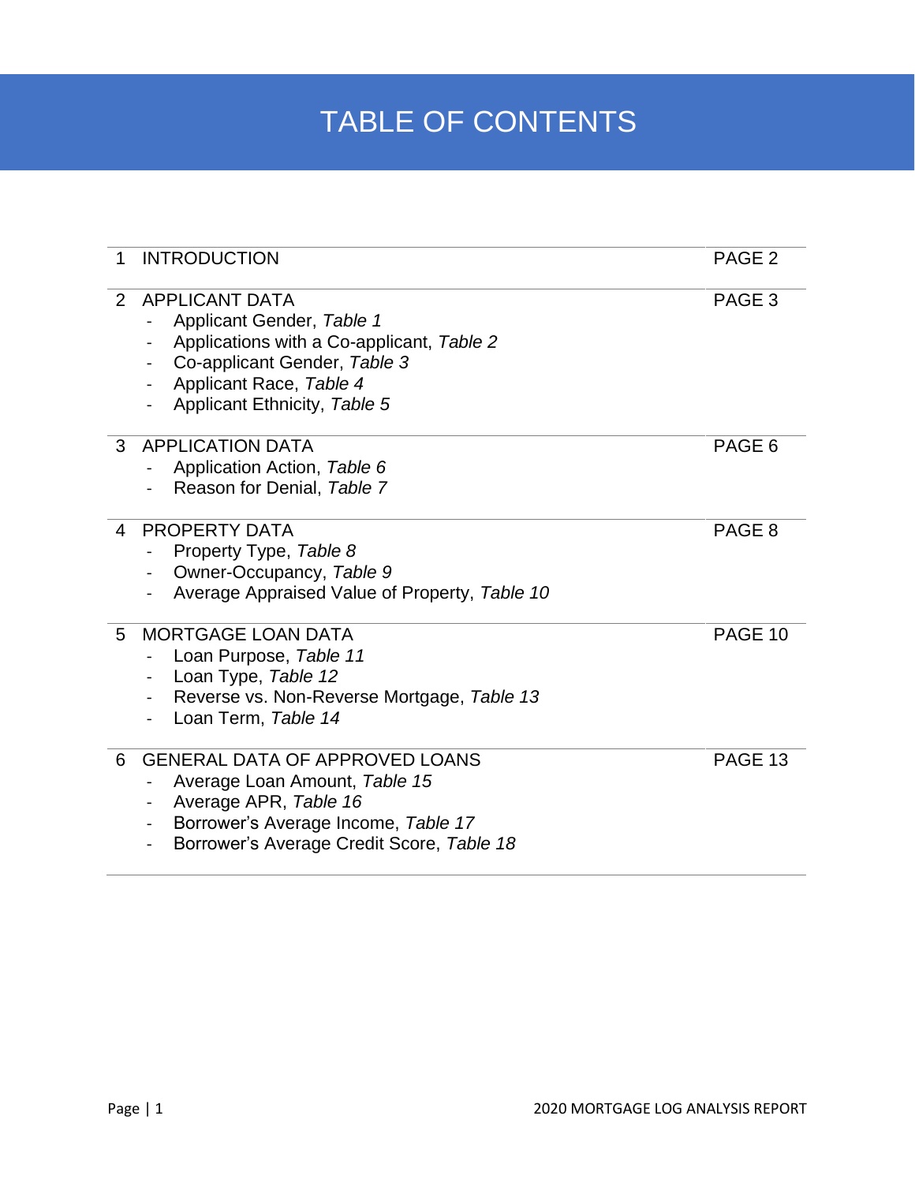# TABLE OF CONTENTS

| | | |
|---|---|---|
| 1 | INTRODUCTION | PAGE 2 |
| 2 | APPLICANT DATA<br>- Applicant Gender, *Table 1*<br>- Applications with a Co-applicant, *Table 2*<br>- Co-applicant Gender, *Table 3*<br>- Applicant Race, *Table 4*<br>- Applicant Ethnicity, *Table 5* | PAGE 3 |
| 3 | APPLICATION DATA<br>- Application Action, *Table 6*<br>- Reason for Denial, *Table 7* | PAGE 6 |
| 4 | PROPERTY DATA<br>- Property Type, *Table 8*<br>- Owner-Occupancy, *Table 9*<br>- Average Appraised Value of Property, *Table 10* | PAGE 8 |
| 5 | MORTGAGE LOAN DATA<br>- Loan Purpose, *Table 11*<br>- Loan Type, *Table 12*<br>- Reverse vs. Non-Reverse Mortgage, *Table 13*<br>- Loan Term, *Table 14* | PAGE 10 |
| 6 | GENERAL DATA OF APPROVED LOANS<br>- Average Loan Amount, *Table 15*<br>- Average APR, *Table 16*<br>- Borrower's Average Income, *Table 17*<br>- Borrower's Average Credit Score, *Table 18* | PAGE 13 |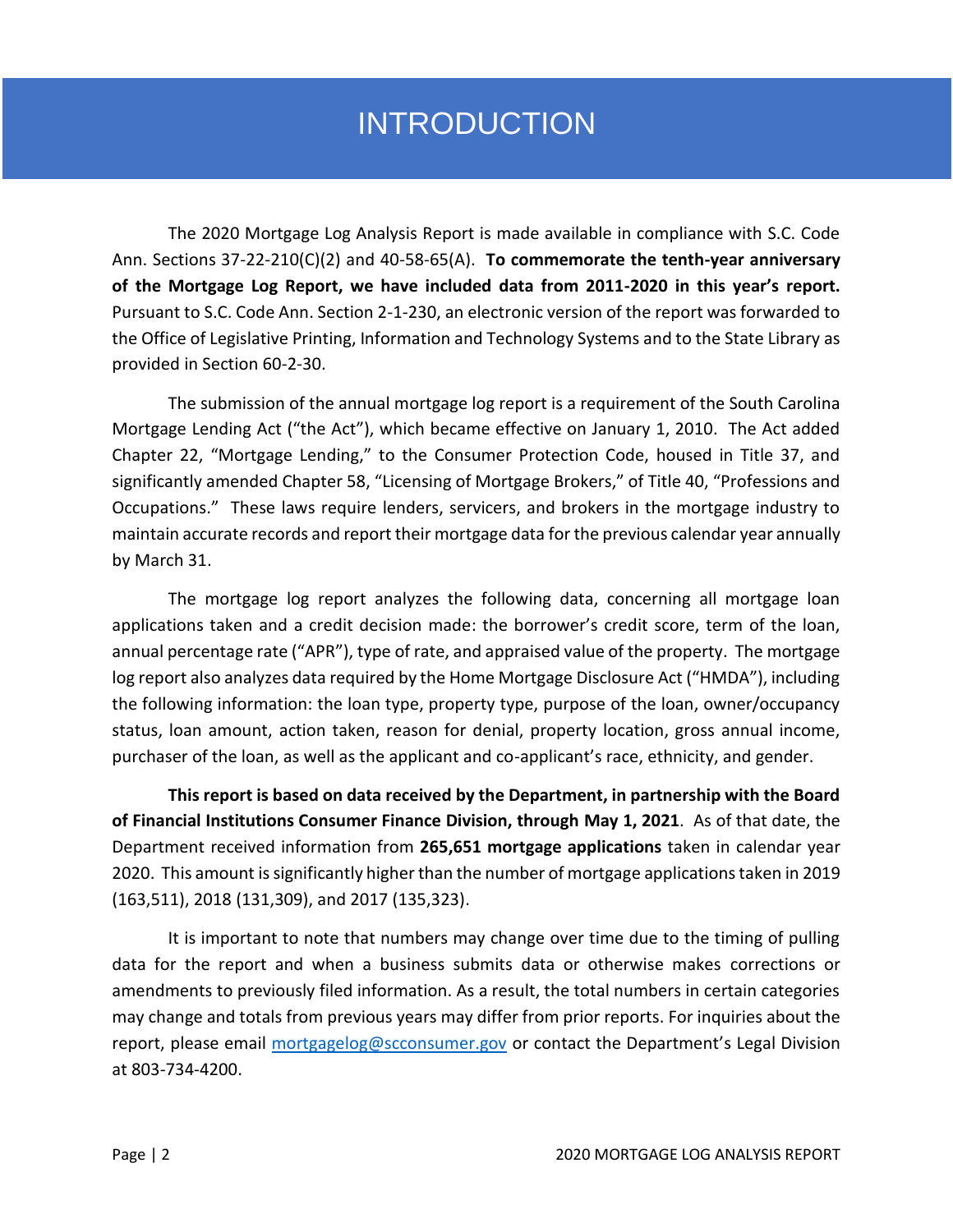# INTRODUCTION

The 2020 Mortgage Log Analysis Report is made available in compliance with S.C. Code Ann. Sections 37-22-210(C)(2) and 40-58-65(A). **To commemorate the tenth-year anniversary of the Mortgage Log Report, we have included data from 2011-2020 in this year's report.** Pursuant to S.C. Code Ann. Section 2-1-230, an electronic version of the report was forwarded to the Office of Legislative Printing, Information and Technology Systems and to the State Library as provided in Section 60-2-30.

The submission of the annual mortgage log report is a requirement of the South Carolina Mortgage Lending Act ("the Act"), which became effective on January 1, 2010. The Act added Chapter 22, "Mortgage Lending," to the Consumer Protection Code, housed in Title 37, and significantly amended Chapter 58, "Licensing of Mortgage Brokers," of Title 40, "Professions and Occupations." These laws require lenders, servicers, and brokers in the mortgage industry to maintain accurate records and report their mortgage data for the previous calendar year annually by March 31.

The mortgage log report analyzes the following data, concerning all mortgage loan applications taken and a credit decision made: the borrower's credit score, term of the loan, annual percentage rate ("APR"), type of rate, and appraised value of the property. The mortgage log report also analyzes data required by the Home Mortgage Disclosure Act ("HMDA"), including the following information: the loan type, property type, purpose of the loan, owner/occupancy status, loan amount, action taken, reason for denial, property location, gross annual income, purchaser of the loan, as well as the applicant and co-applicant's race, ethnicity, and gender.

**This report is based on data received by the Department, in partnership with the Board of Financial Institutions Consumer Finance Division, through May 1, 2021**. As of that date, the Department received information from **265,651 mortgage applications** taken in calendar year 2020. This amount is significantly higher than the number of mortgage applications taken in 2019 (163,511), 2018 (131,309), and 2017 (135,323).

It is important to note that numbers may change over time due to the timing of pulling data for the report and when a business submits data or otherwise makes corrections or amendments to previously filed information. As a result, the total numbers in certain categories may change and totals from previous years may differ from prior reports. For inquiries about the report, please email [mortgagelog@scconsumer.gov](mailto:mortgagelog@scconsumer.gov) or contact the Department's Legal Division at 803-734-4200.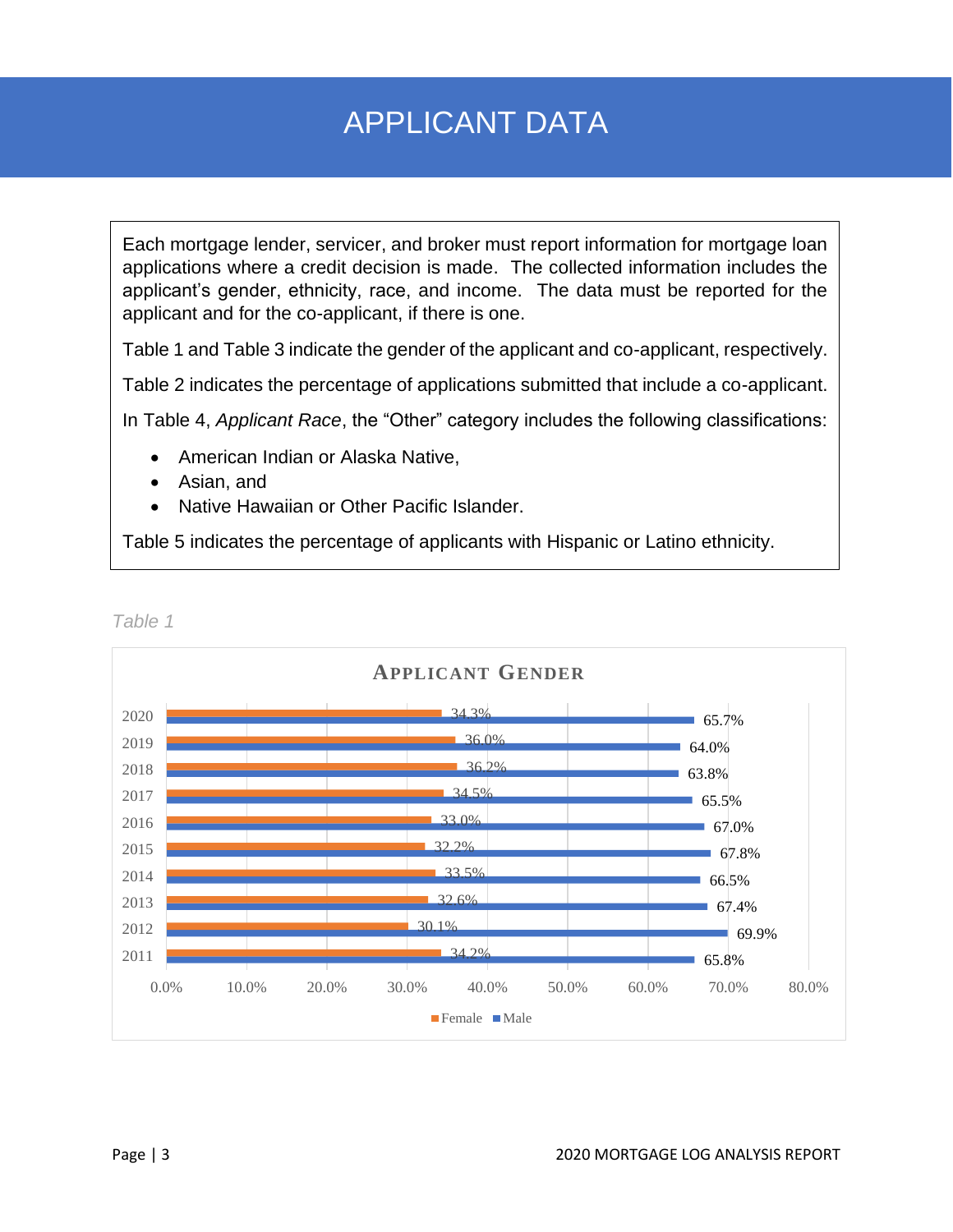# APPLICANT DATA

Each mortgage lender, servicer, and broker must report information for mortgage loan applications where a credit decision is made. The collected information includes the applicant's gender, ethnicity, race, and income. The data must be reported for the applicant and for the co-applicant, if there is one.

Table 1 and Table 3 indicate the gender of the applicant and co-applicant, respectively.

Table 2 indicates the percentage of applications submitted that include a co-applicant.

In Table 4, *Applicant Race*, the "Other" category includes the following classifications:

- American Indian or Alaska Native,
- Asian, and
- Native Hawaiian or Other Pacific Islander.

Table 5 indicates the percentage of applicants with Hispanic or Latino ethnicity.

*Table 1*

**APPLICANT GENDER**

| Year | Female | Male |
|---|---|---|
| 2020 | 34.3% | 65.7% |
| 2019 | 36.0% | 64.0% |
| 2018 | 36.2% | 63.8% |
| 2017 | 34.5% | 65.5% |
| 2016 | 33.0% | 67.0% |
| 2015 | 32.2% | 67.8% |
| 2014 | 33.5% | 66.5% |
| 2013 | 32.6% | 67.4% |
| 2012 | 30.1% | 69.9% |
| 2011 | 34.2% | 65.8% |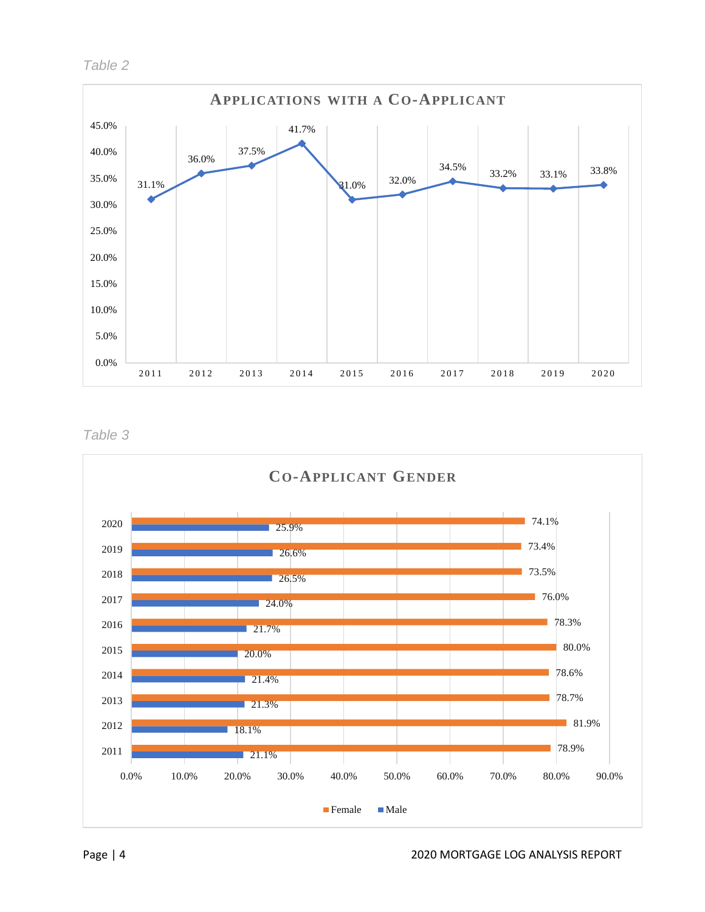*Table 2*

**APPLICATIONS WITH A CO-APPLICANT**

| Year | Applications with a Co-Applicant |
|---|---|
| 2011 | 31.1% |
| 2012 | 36.0% |
| 2013 | 37.5% |
| 2014 | 41.7% |
| 2015 | 31.0% |
| 2016 | 32.0% |
| 2017 | 34.5% |
| 2018 | 33.2% |
| 2019 | 33.1% |
| 2020 | 33.8% |

*Table 3*

**CO-APPLICANT GENDER**

| Year | Female | Male |
|---|---|---|
| 2020 | 74.1% | 25.9% |
| 2019 | 73.4% | 26.6% |
| 2018 | 73.5% | 26.5% |
| 2017 | 76.0% | 24.0% |
| 2016 | 78.3% | 21.7% |
| 2015 | 80.0% | 20.0% |
| 2014 | 78.6% | 21.4% |
| 2013 | 78.7% | 21.3% |
| 2012 | 81.9% | 18.1% |
| 2011 | 78.9% | 21.1% |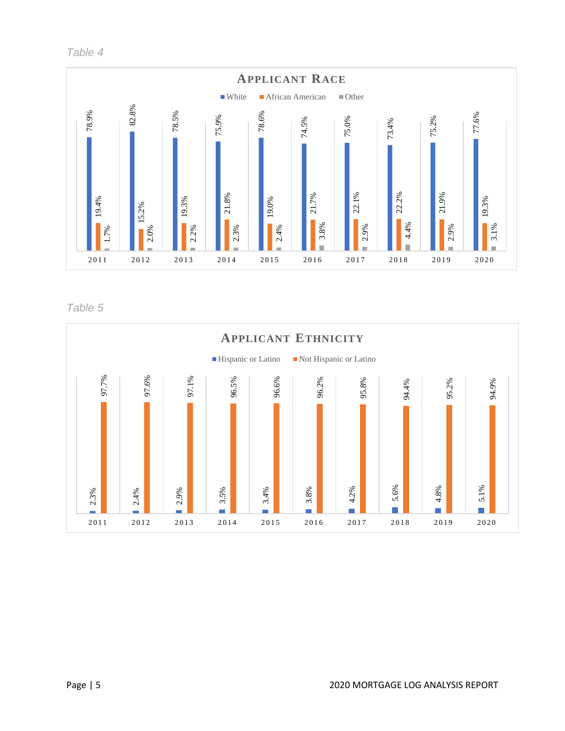*Table 4*

**APPLICANT RACE**

| Year | White | African American | Other |
|---|---|---|---|
| 2011 | 78.9% | 19.4% | 1.7% |
| 2012 | 82.8% | 15.2% | 2.0% |
| 2013 | 78.5% | 19.3% | 2.2% |
| 2014 | 75.9% | 21.8% | 2.3% |
| 2015 | 78.6% | 19.0% | 2.4% |
| 2016 | 74.5% | 21.7% | 3.8% |
| 2017 | 75.0% | 22.1% | 2.9% |
| 2018 | 73.4% | 22.2% | 4.4% |
| 2019 | 75.2% | 21.9% | 2.9% |
| 2020 | 77.6% | 19.3% | 3.1% |

*Table 5*

**APPLICANT ETHNICITY**

| Year | Hispanic or Latino | Not Hispanic or Latino |
|---|---|---|
| 2011 | 2.3% | 97.7% |
| 2012 | 2.4% | 97.6% |
| 2013 | 2.9% | 97.1% |
| 2014 | 3.5% | 96.5% |
| 2015 | 3.4% | 96.6% |
| 2016 | 3.8% | 96.2% |
| 2017 | 4.2% | 95.8% |
| 2018 | 5.6% | 94.4% |
| 2019 | 4.8% | 95.2% |
| 2020 | 5.1% | 94.9% |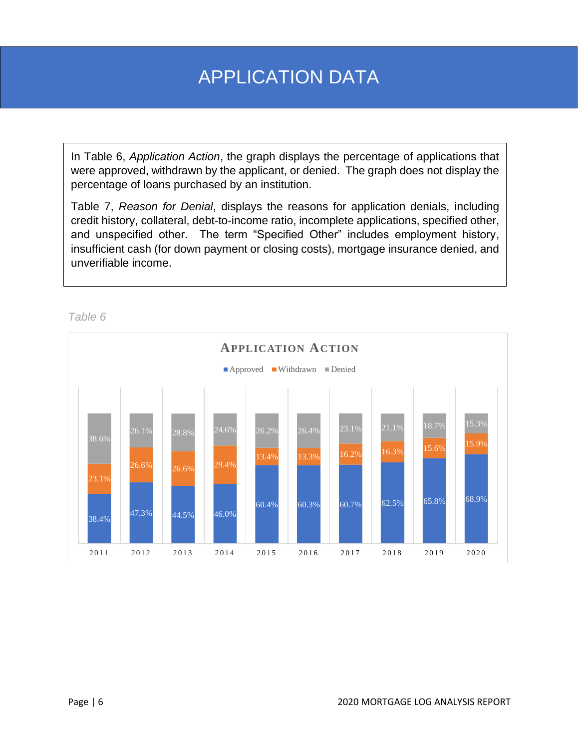# APPLICATION DATA

In Table 6, *Application Action*, the graph displays the percentage of applications that were approved, withdrawn by the applicant, or denied. The graph does not display the percentage of loans purchased by an institution.

Table 7, *Reason for Denial*, displays the reasons for application denials, including credit history, collateral, debt-to-income ratio, incomplete applications, specified other, and unspecified other. The term "Specified Other" includes employment history, insufficient cash (for down payment or closing costs), mortgage insurance denied, and unverifiable income.

*Table 6*

**APPLICATION ACTION**

| Year | Approved | Withdrawn | Denied |
|---|---|---|---|
| 2011 | 38.4% | 23.1% | 38.6% |
| 2012 | 47.3% | 26.6% | 26.1% |
| 2013 | 44.5% | 26.6% | 28.8% |
| 2014 | 46.0% | 29.4% | 24.6% |
| 2015 | 60.4% | 13.4% | 26.2% |
| 2016 | 60.3% | 13.3% | 26.4% |
| 2017 | 60.7% | 16.2% | 23.1% |
| 2018 | 62.5% | 16.3% | 21.1% |
| 2019 | 65.8% | 15.6% | 18.7% |
| 2020 | 68.9% | 15.9% | 15.3% |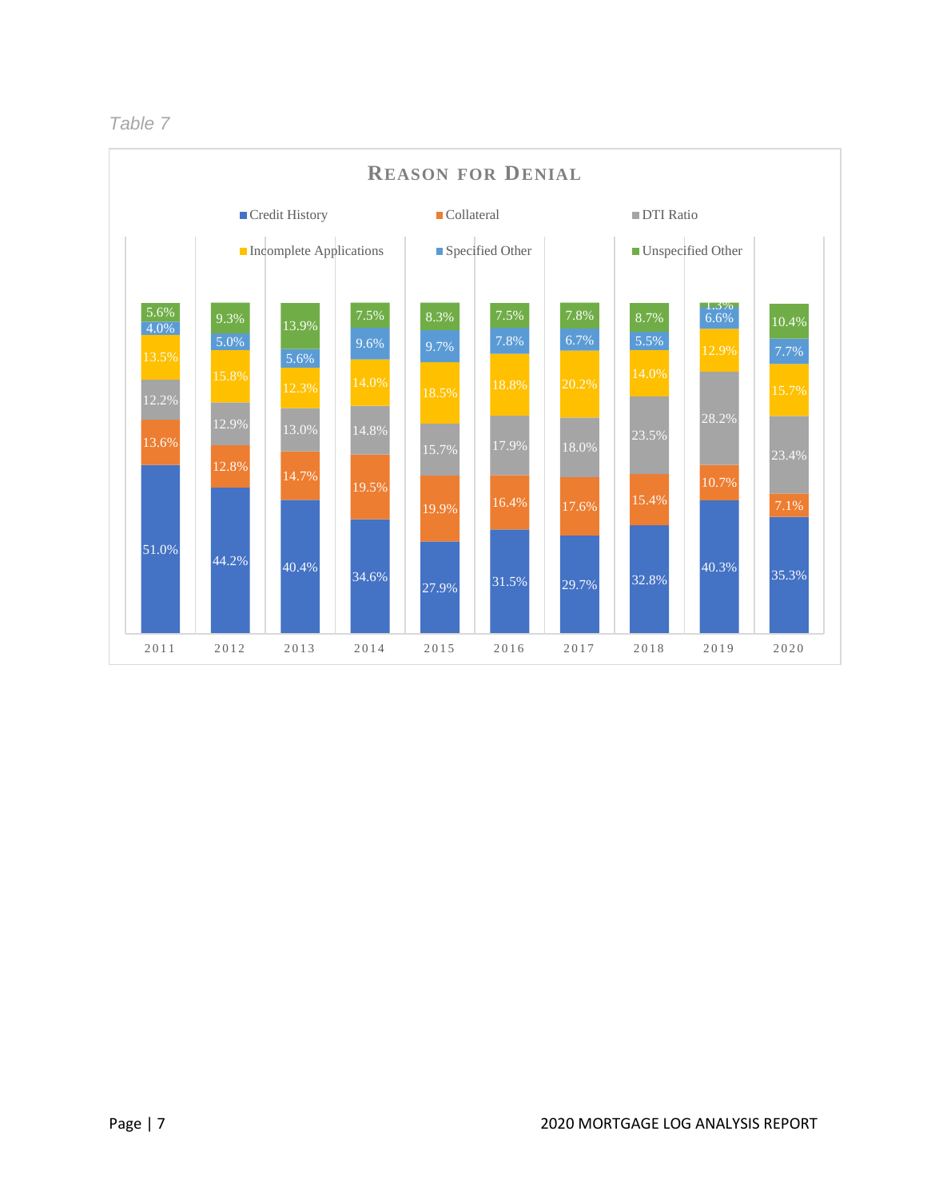*Table 7*

## Reason for Denial

| Reason | 2011 | 2012 | 2013 | 2014 | 2015 | 2016 | 2017 | 2018 | 2019 | 2020 |
|---|---|---|---|---|---|---|---|---|---|---|
| Credit History | 51.0% | 44.2% | 40.4% | 34.6% | 27.9% | 31.5% | 29.7% | 32.8% | 40.3% | 35.3% |
| Collateral | 13.6% | 12.8% | 14.7% | 19.5% | 19.9% | 16.4% | 17.6% | 15.4% | 10.7% | 7.1% |
| DTI Ratio | 12.2% | 12.9% | 13.0% | 14.8% | 15.7% | 17.9% | 18.0% | 23.5% | 28.2% | 23.4% |
| Incomplete Applications | 13.5% | 15.8% | 12.3% | 14.0% | 18.5% | 18.8% | 20.2% | 14.0% | 12.9% | 15.7% |
| Specified Other | 4.0% | 5.0% | 5.6% | 9.6% | 9.7% | 7.8% | 6.7% | 5.5% | 6.6% | 7.7% |
| Unspecified Other | 5.6% | 9.3% | 13.9% | 7.5% | 8.3% | 7.5% | 7.8% | 8.7% | 1.3% | 10.4% |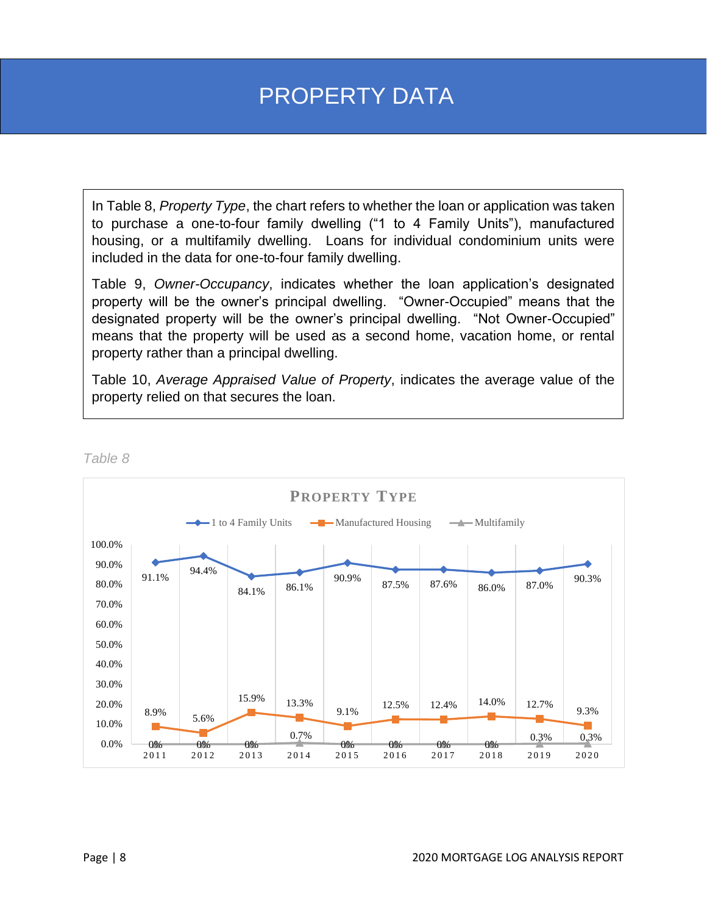# PROPERTY DATA

In Table 8, *Property Type*, the chart refers to whether the loan or application was taken to purchase a one-to-four family dwelling ("1 to 4 Family Units"), manufactured housing, or a multifamily dwelling. Loans for individual condominium units were included in the data for one-to-four family dwelling.

Table 9, *Owner-Occupancy*, indicates whether the loan application's designated property will be the owner's principal dwelling. "Owner-Occupied" means that the designated property will be the owner's principal dwelling. "Not Owner-Occupied" means that the property will be used as a second home, vacation home, or rental property rather than a principal dwelling.

Table 10, *Average Appraised Value of Property*, indicates the average value of the property relied on that secures the loan.

*Table 8*

**PROPERTY TYPE**

| Year | 1 to 4 Family Units | Manufactured Housing | Multifamily |
|---|---|---|---|
| 2011 | 91.1% | 8.9% | 0% |
| 2012 | 94.4% | 5.6% | 0% |
| 2013 | 84.1% | 15.9% | 0% |
| 2014 | 86.1% | 13.3% | 0.7% |
| 2015 | 90.9% | 9.1% | 0% |
| 2016 | 87.5% | 12.5% | 0% |
| 2017 | 87.6% | 12.4% | 0% |
| 2018 | 86.0% | 14.0% | 0% |
| 2019 | 87.0% | 12.7% | 0.3% |
| 2020 | 90.3% | 9.3% | 0.3% |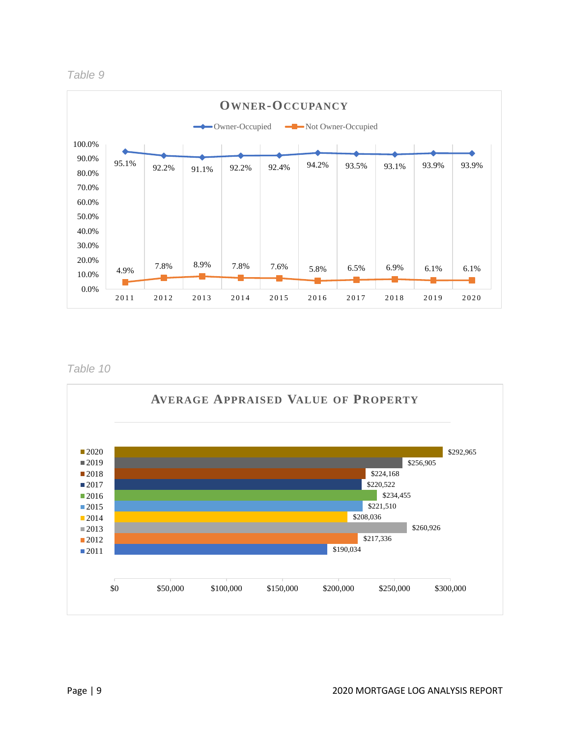*Table 9*

**OWNER-OCCUPANCY**

| Year | Owner-Occupied | Not Owner-Occupied |
| --- | --- | --- |
| 2011 | 95.1% | 4.9% |
| 2012 | 92.2% | 7.8% |
| 2013 | 91.1% | 8.9% |
| 2014 | 92.2% | 7.8% |
| 2015 | 92.4% | 7.6% |
| 2016 | 94.2% | 5.8% |
| 2017 | 93.5% | 6.5% |
| 2018 | 93.1% | 6.9% |
| 2019 | 93.9% | 6.1% |
| 2020 | 93.9% | 6.1% |

*Table 10*

**AVERAGE APPRAISED VALUE OF PROPERTY**

| Year | Average Appraised Value |
| --- | --- |
| 2020 | $292,965 |
| 2019 | $256,905 |
| 2018 | $224,168 |
| 2017 | $220,522 |
| 2016 | $234,455 |
| 2015 | $221,510 |
| 2014 | $208,036 |
| 2013 | $260,926 |
| 2012 | $217,336 |
| 2011 | $190,034 |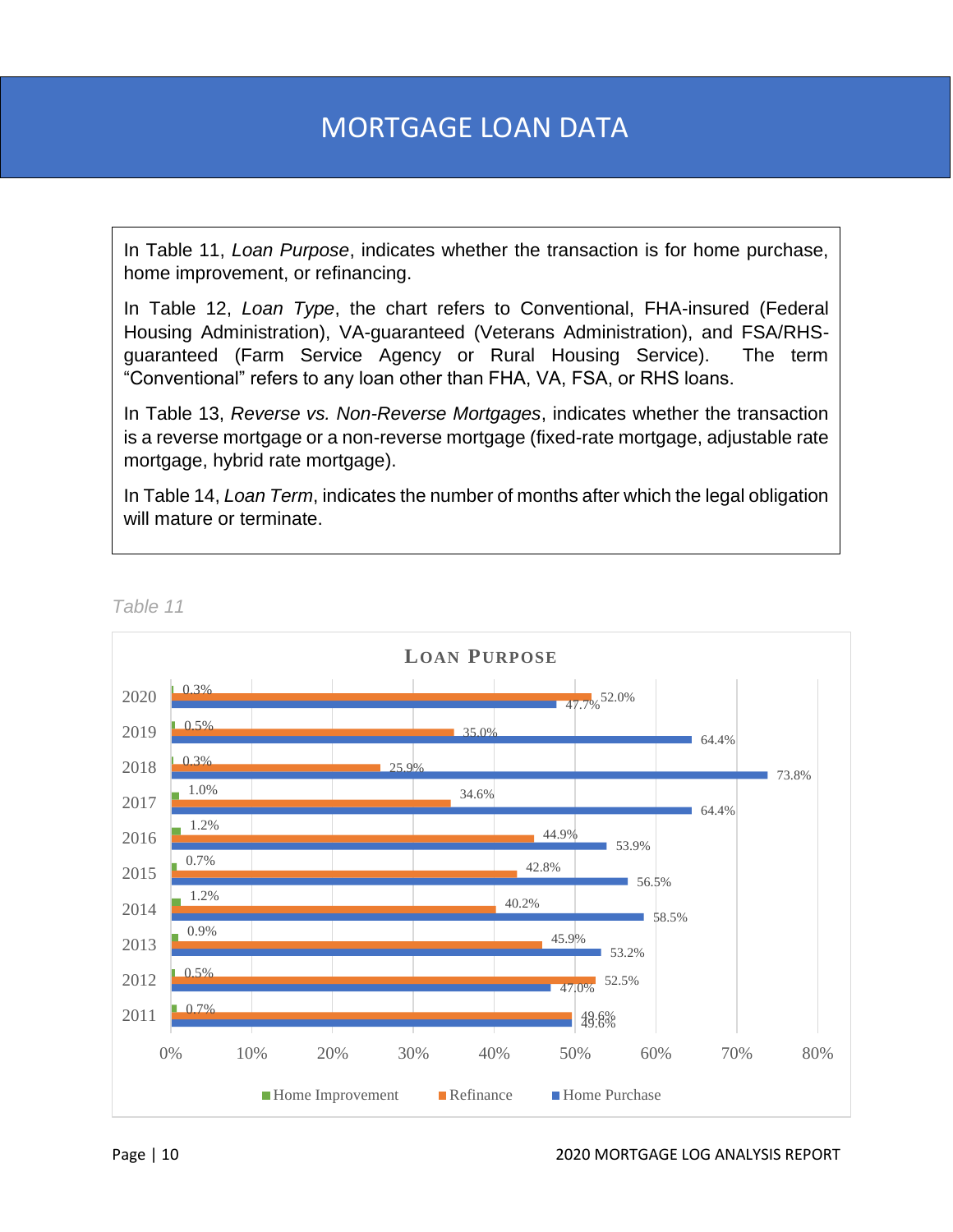# MORTGAGE LOAN DATA

In Table 11, *Loan Purpose*, indicates whether the transaction is for home purchase, home improvement, or refinancing.

In Table 12, *Loan Type*, the chart refers to Conventional, FHA-insured (Federal Housing Administration), VA-guaranteed (Veterans Administration), and FSA/RHS-guaranteed (Farm Service Agency or Rural Housing Service). The term "Conventional" refers to any loan other than FHA, VA, FSA, or RHS loans.

In Table 13, *Reverse vs. Non-Reverse Mortgages*, indicates whether the transaction is a reverse mortgage or a non-reverse mortgage (fixed-rate mortgage, adjustable rate mortgage, hybrid rate mortgage).

In Table 14, *Loan Term*, indicates the number of months after which the legal obligation will mature or terminate.

*Table 11*

**LOAN PURPOSE**

| Year | Home Improvement | Refinance | Home Purchase |
|---|---|---|---|
| 2020 | 0.3% | 52.0% | 47.7% |
| 2019 | 0.5% | 35.0% | 64.4% |
| 2018 | 0.3% | 25.9% | 73.8% |
| 2017 | 1.0% | 34.6% | 64.4% |
| 2016 | 1.2% | 44.9% | 53.9% |
| 2015 | 0.7% | 42.8% | 56.5% |
| 2014 | 1.2% | 40.2% | 58.5% |
| 2013 | 0.9% | 45.9% | 53.2% |
| 2012 | 0.5% | 52.5% | 47.0% |
| 2011 | 0.7% | 49.6% | 49.6% |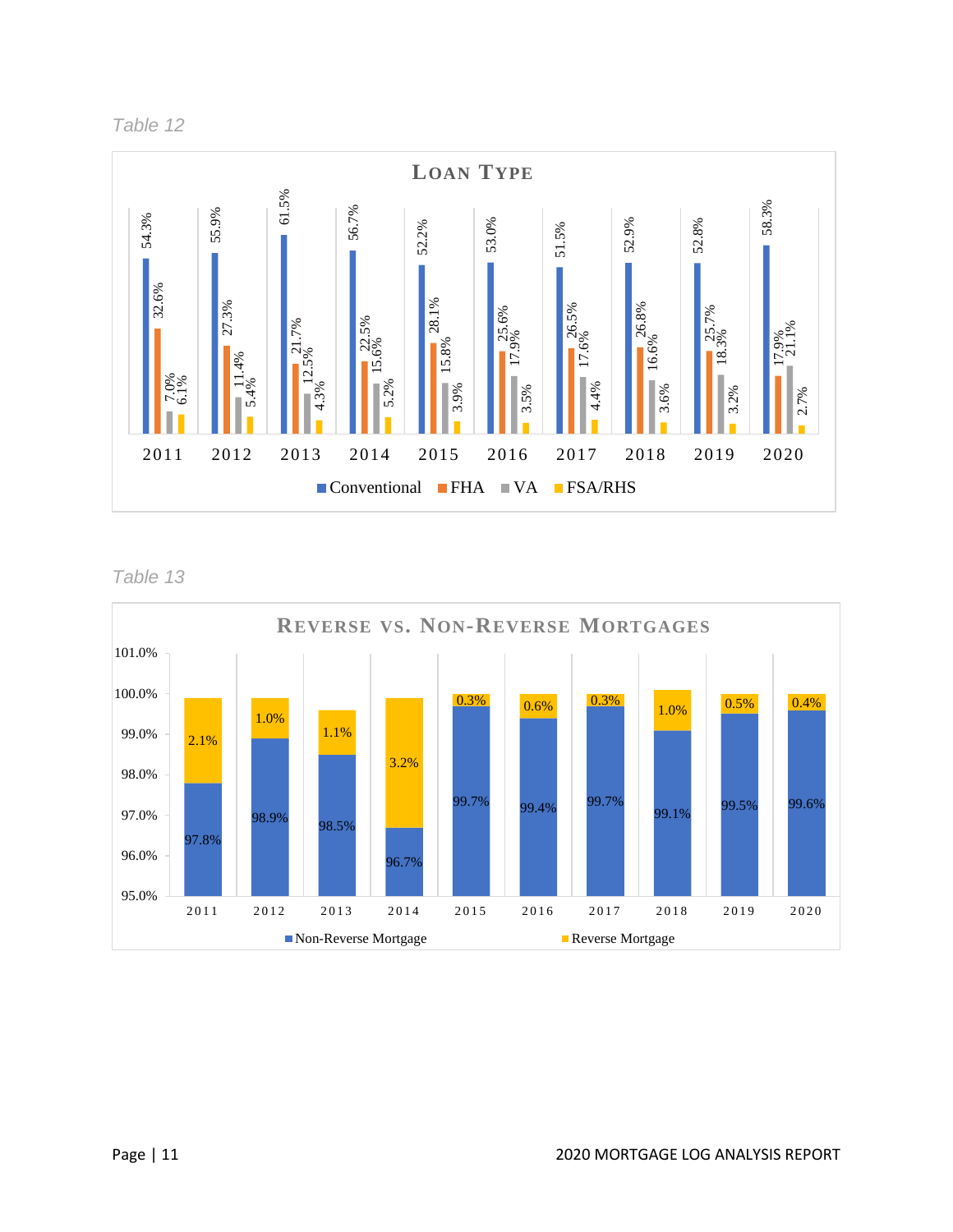*Table 12*

**LOAN TYPE**

| Year | Conventional | FHA | VA | FSA/RHS |
|---|---|---|---|---|
| 2011 | 54.3% | 32.6% | 7.0% | 6.1% |
| 2012 | 55.9% | 27.3% | 11.4% | 5.4% |
| 2013 | 61.5% | 21.7% | 12.5% | 4.3% |
| 2014 | 56.7% | 22.5% | 15.6% | 5.2% |
| 2015 | 52.2% | 28.1% | 15.8% | 3.9% |
| 2016 | 53.0% | 25.6% | 17.9% | 3.5% |
| 2017 | 51.5% | 26.5% | 17.6% | 4.4% |
| 2018 | 52.9% | 26.8% | 16.6% | 3.6% |
| 2019 | 52.8% | 25.7% | 18.3% | 3.2% |
| 2020 | 58.3% | 17.9% | 21.1% | 2.7% |

*Table 13*

**REVERSE VS. NON-REVERSE MORTGAGES**

| Year | Non-Reverse Mortgage | Reverse Mortgage |
|---|---|---|
| 2011 | 97.8% | 2.1% |
| 2012 | 98.9% | 1.0% |
| 2013 | 98.5% | 1.1% |
| 2014 | 96.7% | 3.2% |
| 2015 | 99.7% | 0.3% |
| 2016 | 99.4% | 0.6% |
| 2017 | 99.7% | 0.3% |
| 2018 | 99.1% | 1.0% |
| 2019 | 99.5% | 0.5% |
| 2020 | 99.6% | 0.4% |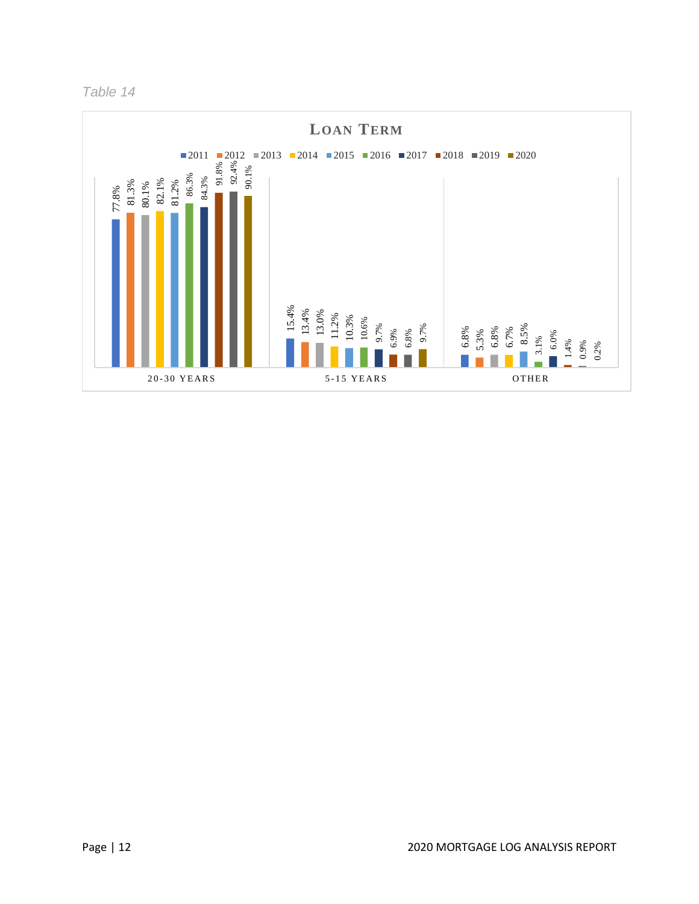*Table 14*

**LOAN TERM**

| | 2011 | 2012 | 2013 | 2014 | 2015 | 2016 | 2017 | 2018 | 2019 | 2020 |
|---|---|---|---|---|---|---|---|---|---|---|
| 20-30 YEARS | 77.8% | 81.3% | 80.1% | 82.1% | 81.2% | 86.3% | 84.3% | 91.8% | 92.4% | 90.1% |
| 5-15 YEARS | 15.4% | 13.4% | 13.0% | 11.2% | 10.3% | 10.6% | 9.7% | 6.9% | 6.8% | 9.7% |
| OTHER | 6.8% | 5.3% | 6.8% | 6.7% | 8.5% | 3.1% | 6.0% | 1.4% | 0.9% | 0.2% |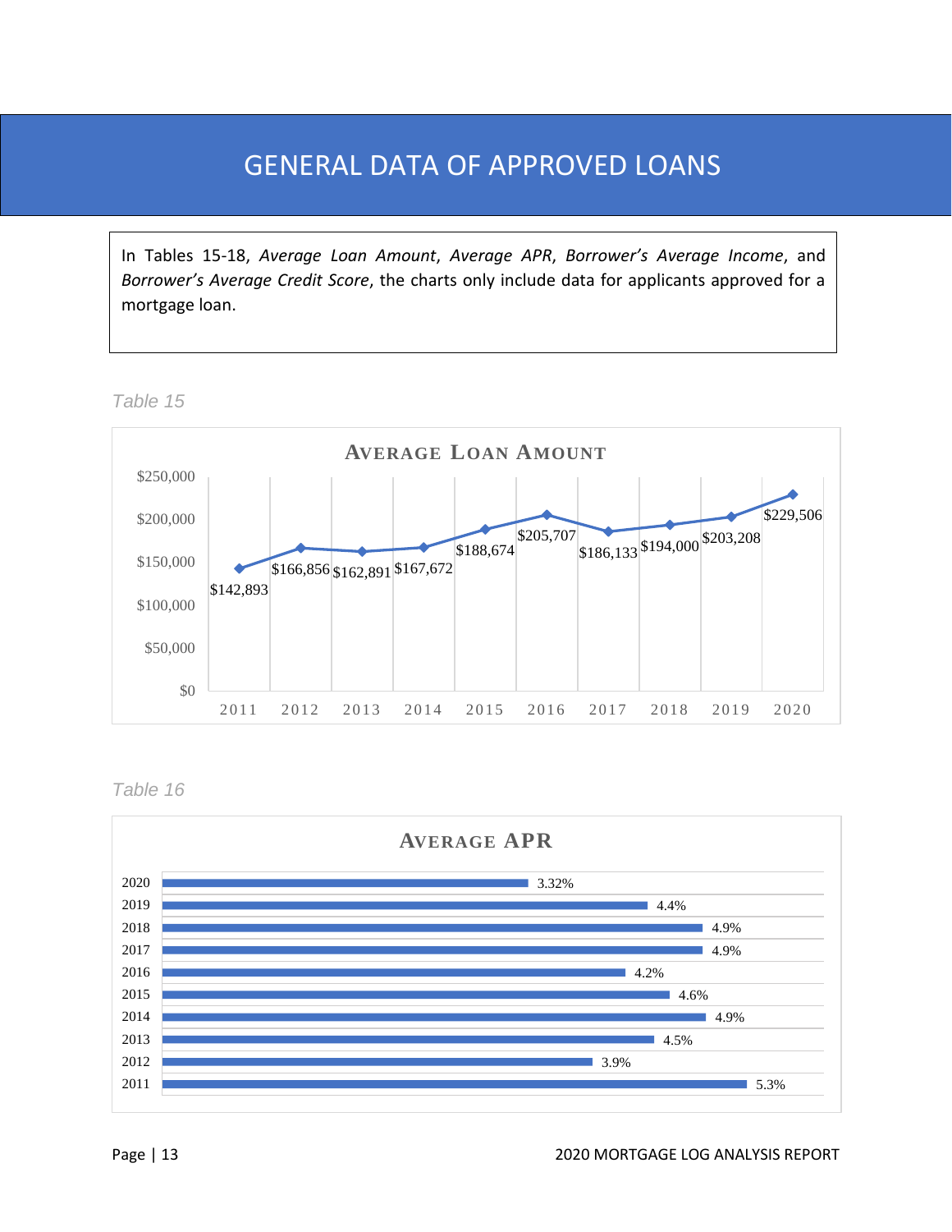# GENERAL DATA OF APPROVED LOANS

In Tables 15-18, *Average Loan Amount*, *Average APR*, *Borrower's Average Income*, and *Borrower's Average Credit Score*, the charts only include data for applicants approved for a mortgage loan.

*Table 15*

**AVERAGE LOAN AMOUNT**

| Year | Average Loan Amount |
|---|---|
| 2011 | $142,893 |
| 2012 | $166,856 |
| 2013 | $162,891 |
| 2014 | $167,672 |
| 2015 | $188,674 |
| 2016 | $205,707 |
| 2017 | $186,133 |
| 2018 | $194,000 |
| 2019 | $203,208 |
| 2020 | $229,506 |

*Table 16*

**AVERAGE APR**

| Year | Average APR |
|---|---|
| 2020 | 3.32% |
| 2019 | 4.4% |
| 2018 | 4.9% |
| 2017 | 4.9% |
| 2016 | 4.2% |
| 2015 | 4.6% |
| 2014 | 4.9% |
| 2013 | 4.5% |
| 2012 | 3.9% |
| 2011 | 5.3% |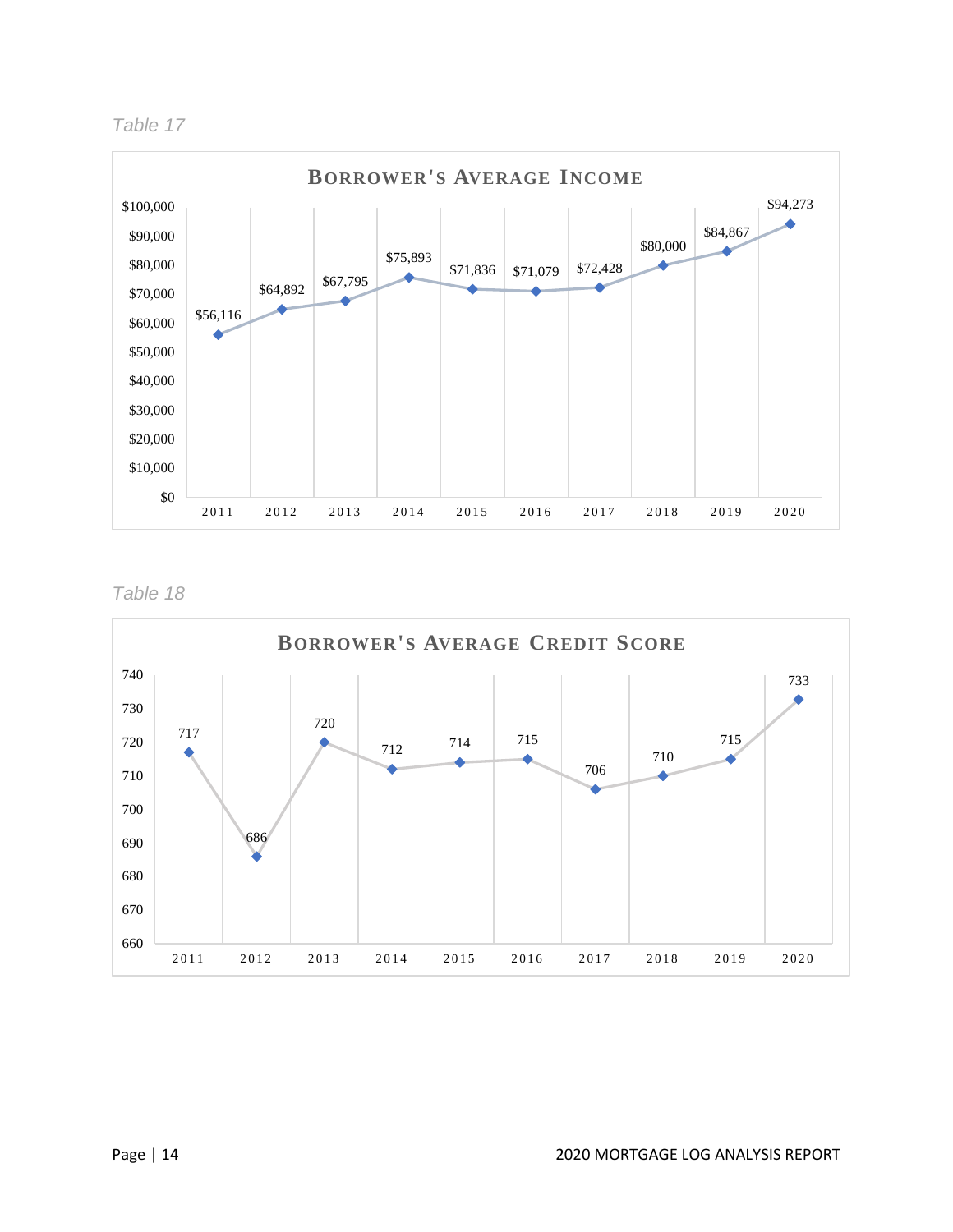*Table 17*

**BORROWER'S AVERAGE INCOME**

$100,000
$90,000
$80,000
$70,000
$60,000
$50,000
$40,000
$30,000
$20,000
$10,000
$0

2011 2012 2013 2014 2015 2016 2017 2018 2019 2020

$56,116
$64,892
$67,795
$75,893
$71,836
$71,079
$72,428
$80,000
$84,867
$94,273

*Table 18*

**BORROWER'S AVERAGE CREDIT SCORE**

740
730
720
710
700
690
680
670
660

2011 2012 2013 2014 2015 2016 2017 2018 2019 2020

717
686
720
712
714
715
706
710
715
733